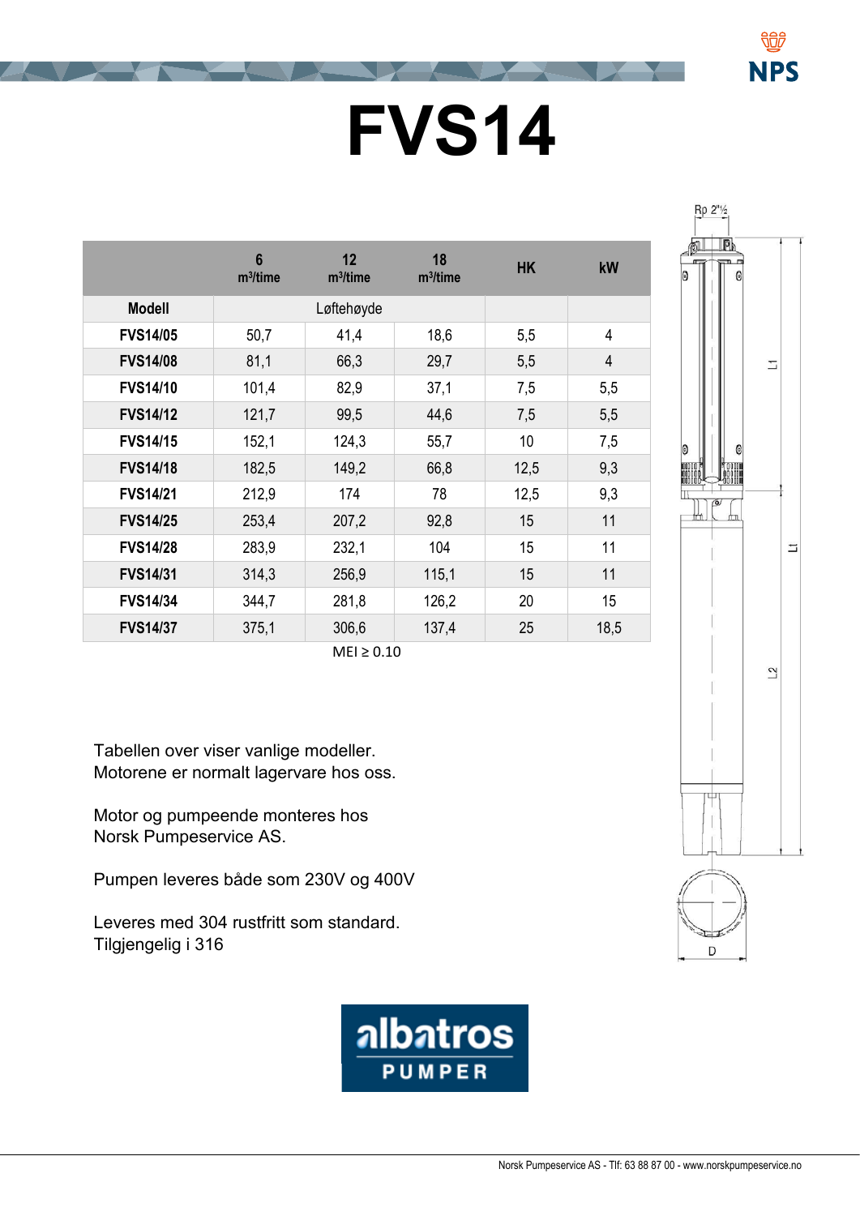# FVS14

| | 6 m³/time | 12 m³/time | 18 m³/time | HK | kW |
|---|---|---|---|---|---|
| **Modell** | Løftehøyde | | | | |
| **FVS14/05** | 50,7 | 41,4 | 18,6 | 5,5 | 4 |
| **FVS14/08** | 81,1 | 66,3 | 29,7 | 5,5 | 4 |
| **FVS14/10** | 101,4 | 82,9 | 37,1 | 7,5 | 5,5 |
| **FVS14/12** | 121,7 | 99,5 | 44,6 | 7,5 | 5,5 |
| **FVS14/15** | 152,1 | 124,3 | 55,7 | 10 | 7,5 |
| **FVS14/18** | 182,5 | 149,2 | 66,8 | 12,5 | 9,3 |
| **FVS14/21** | 212,9 | 174 | 78 | 12,5 | 9,3 |
| **FVS14/25** | 253,4 | 207,2 | 92,8 | 15 | 11 |
| **FVS14/28** | 283,9 | 232,1 | 104 | 15 | 11 |
| **FVS14/31** | 314,3 | 256,9 | 115,1 | 15 | 11 |
| **FVS14/34** | 344,7 | 281,8 | 126,2 | 20 | 15 |
| **FVS14/37** | 375,1 | 306,6 | 137,4 | 25 | 18,5 |

MEI ≥ 0.10

Rp 2"½

L1

L1

L2

D

Tabellen over viser vanlige modeller.
Motorene er normalt lagervare hos oss.

Motor og pumpeende monteres hos
Norsk Pumpeservice AS.

Pumpen leveres både som 230V og 400V

Leveres med 304 rustfritt som standard.
Tilgjengelig i 316

albatros PUMPER

Norsk Pumpeservice AS - Tlf: 63 88 87 00 - www.norskpumpeservice.no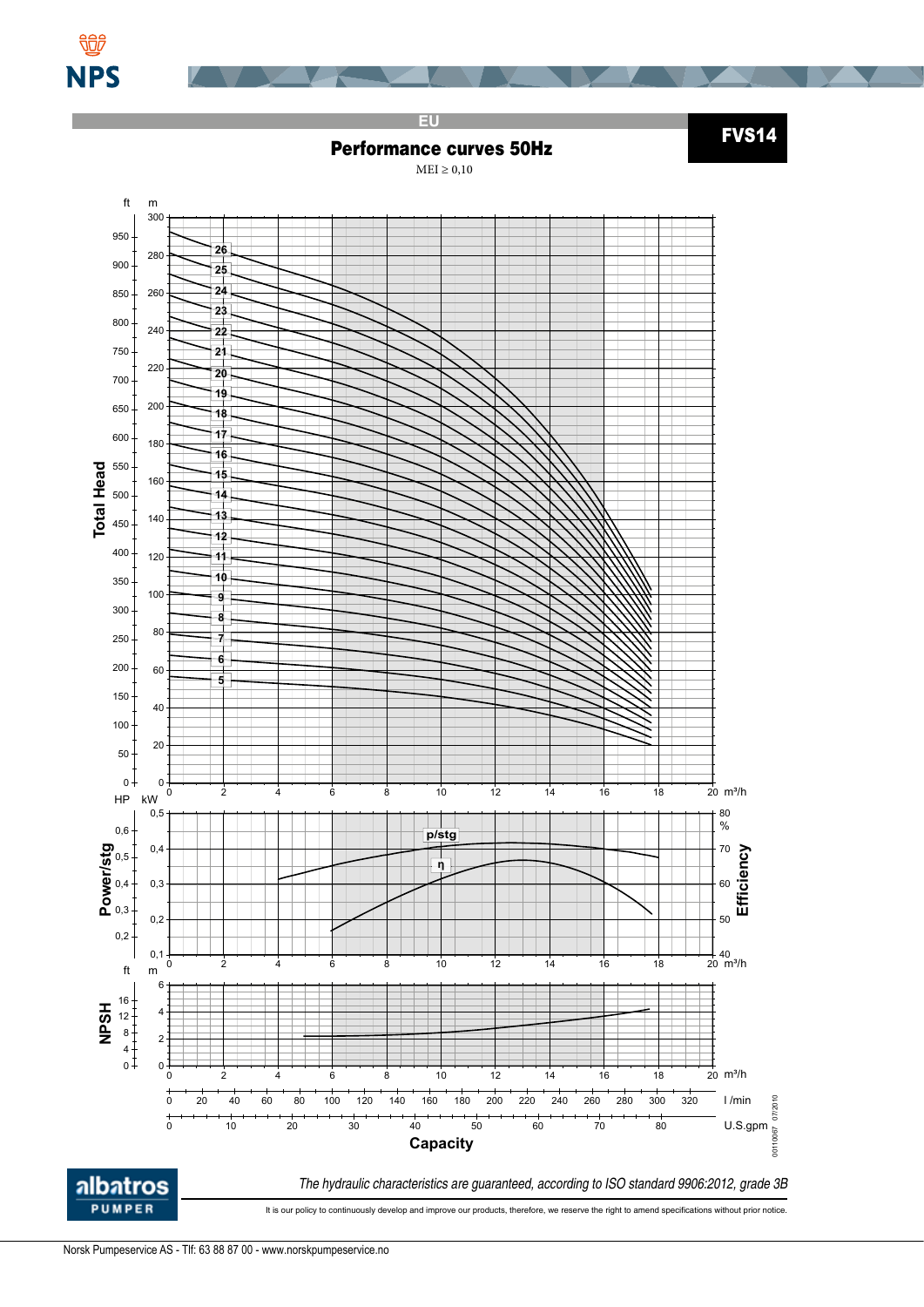NPS

EU

# Performance curves 50Hz

**FVS14**

MEI ≥ 0,10

ft m

Total Head

950
900
850
800
750
700
650
600
550
500
450
400
350
300
250
200
150
100
50
0

300
280
260
240
220
200
180
160
140
120
100
80
60
40
20
0

26
25
24
23
22
21
20
19
18
17
16
15
14
13
12
11
10
9
8
7
6
5

0 2 4 6 8 10 12 14 16 18 20 m³/h

HP kW

Power/stg

0,6
0,5
0,4
0,3
0,2

0,5
0,4
0,3
0,2
0,1

p/stg

η

80 %
70
60
50
40

Efficiency

0 2 4 6 8 10 12 14 16 18 20 m³/h

ft m

NPSH

16
12
8
4
0

6
4
2
0

0 2 4 6 8 10 12 14 16 18 20 m³/h

0 20 40 60 80 100 120 140 160 180 200 220 240 260 280 300 320 l /min

0 10 20 30 40 50 60 70 80 U.S.gpm

**Capacity**

00110067 07/2010

albatros PUMPER

*The hydraulic characteristics are guaranteed, according to ISO standard 9906:2012, grade 3B*

It is our policy to continuously develop and improve our products, therefore, we reserve the right to amend specifications without prior notice.

Norsk Pumpeservice AS - Tlf: 63 88 87 00 - www.norskpumpeservice.no